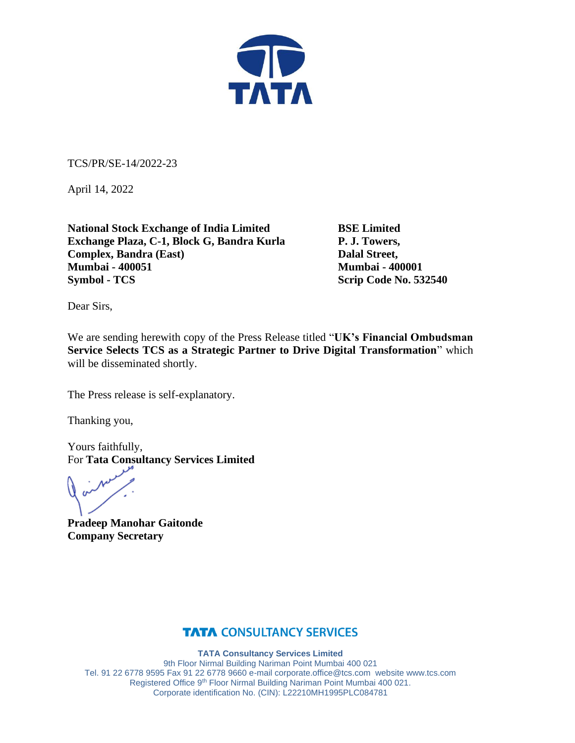TCS/PR/SE-14/2022-23

April 14, 2022

**National Stock Exchange of India Limited**
**Exchange Plaza, C-1, Block G, Bandra Kurla Complex, Bandra (East)**
**Mumbai - 400051**
**Symbol - TCS**

**BSE Limited**
**P. J. Towers,**
**Dalal Street,**
**Mumbai - 400001**
**Scrip Code No. 532540**

Dear Sirs,

We are sending herewith copy of the Press Release titled "**UK's Financial Ombudsman Service Selects TCS as a Strategic Partner to Drive Digital Transformation**" which will be disseminated shortly.

The Press release is self-explanatory.

Thanking you,

Yours faithfully,
For **Tata Consultancy Services Limited**

**Pradeep Manohar Gaitonde**
**Company Secretary**

**TATA CONSULTANCY SERVICES**

**TATA Consultancy Services Limited**
9th Floor Nirmal Building Nariman Point Mumbai 400 021
Tel. 91 22 6778 9595 Fax 91 22 6778 9660 e-mail corporate.office@tcs.com website www.tcs.com
Registered Office 9th Floor Nirmal Building Nariman Point Mumbai 400 021.
Corporate identification No. (CIN): L22210MH1995PLC084781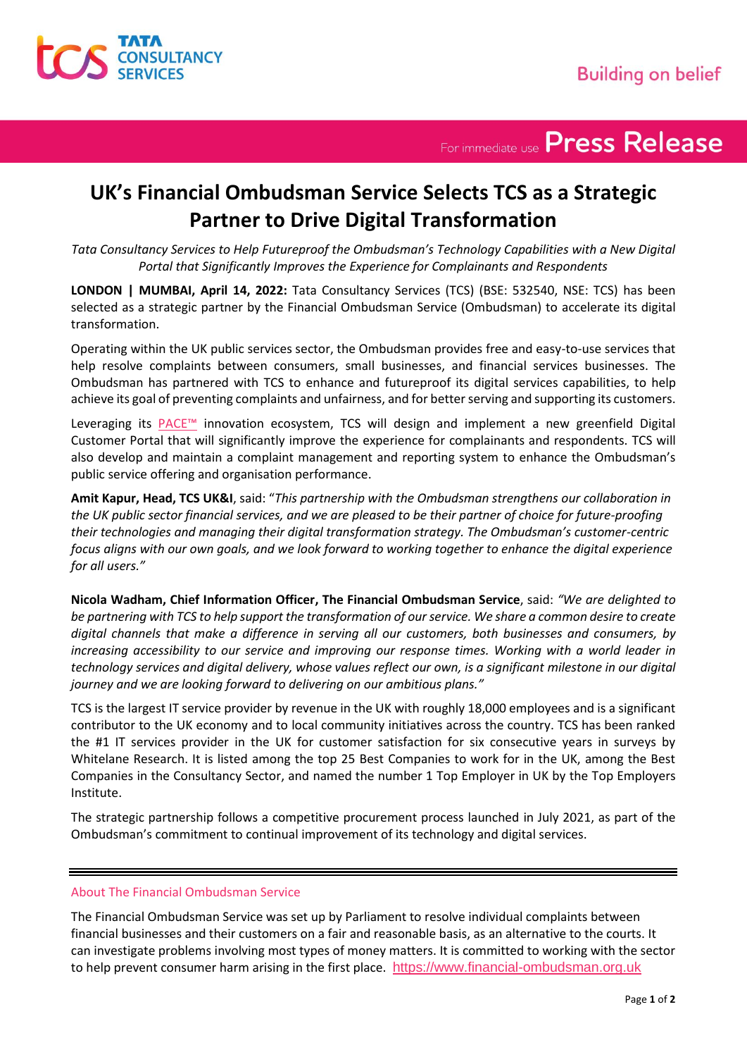For immediate use **Press Release**

# UK's Financial Ombudsman Service Selects TCS as a Strategic Partner to Drive Digital Transformation

*Tata Consultancy Services to Help Futureproof the Ombudsman's Technology Capabilities with a New Digital Portal that Significantly Improves the Experience for Complainants and Respondents*

**LONDON | MUMBAI, April 14, 2022:** Tata Consultancy Services (TCS) (BSE: 532540, NSE: TCS) has been selected as a strategic partner by the Financial Ombudsman Service (Ombudsman) to accelerate its digital transformation.

Operating within the UK public services sector, the Ombudsman provides free and easy-to-use services that help resolve complaints between consumers, small businesses, and financial services businesses. The Ombudsman has partnered with TCS to enhance and futureproof its digital services capabilities, to help achieve its goal of preventing complaints and unfairness, and for better serving and supporting its customers.

Leveraging its PACE™ innovation ecosystem, TCS will design and implement a new greenfield Digital Customer Portal that will significantly improve the experience for complainants and respondents. TCS will also develop and maintain a complaint management and reporting system to enhance the Ombudsman's public service offering and organisation performance.

**Amit Kapur, Head, TCS UK&I**, said: "*This partnership with the Ombudsman strengthens our collaboration in the UK public sector financial services, and we are pleased to be their partner of choice for future-proofing their technologies and managing their digital transformation strategy. The Ombudsman's customer-centric focus aligns with our own goals, and we look forward to working together to enhance the digital experience for all users.*"

**Nicola Wadham, Chief Information Officer, The Financial Ombudsman Service**, said: *"We are delighted to be partnering with TCS to help support the transformation of our service. We share a common desire to create digital channels that make a difference in serving all our customers, both businesses and consumers, by increasing accessibility to our service and improving our response times. Working with a world leader in technology services and digital delivery, whose values reflect our own, is a significant milestone in our digital journey and we are looking forward to delivering on our ambitious plans."*

TCS is the largest IT service provider by revenue in the UK with roughly 18,000 employees and is a significant contributor to the UK economy and to local community initiatives across the country. TCS has been ranked the #1 IT services provider in the UK for customer satisfaction for six consecutive years in surveys by Whitelane Research. It is listed among the top 25 Best Companies to work for in the UK, among the Best Companies in the Consultancy Sector, and named the number 1 Top Employer in UK by the Top Employers Institute.

The strategic partnership follows a competitive procurement process launched in July 2021, as part of the Ombudsman's commitment to continual improvement of its technology and digital services.

---

## About The Financial Ombudsman Service

The Financial Ombudsman Service was set up by Parliament to resolve individual complaints between financial businesses and their customers on a fair and reasonable basis, as an alternative to the courts. It can investigate problems involving most types of money matters. It is committed to working with the sector to help prevent consumer harm arising in the first place. https://www.financial-ombudsman.org.uk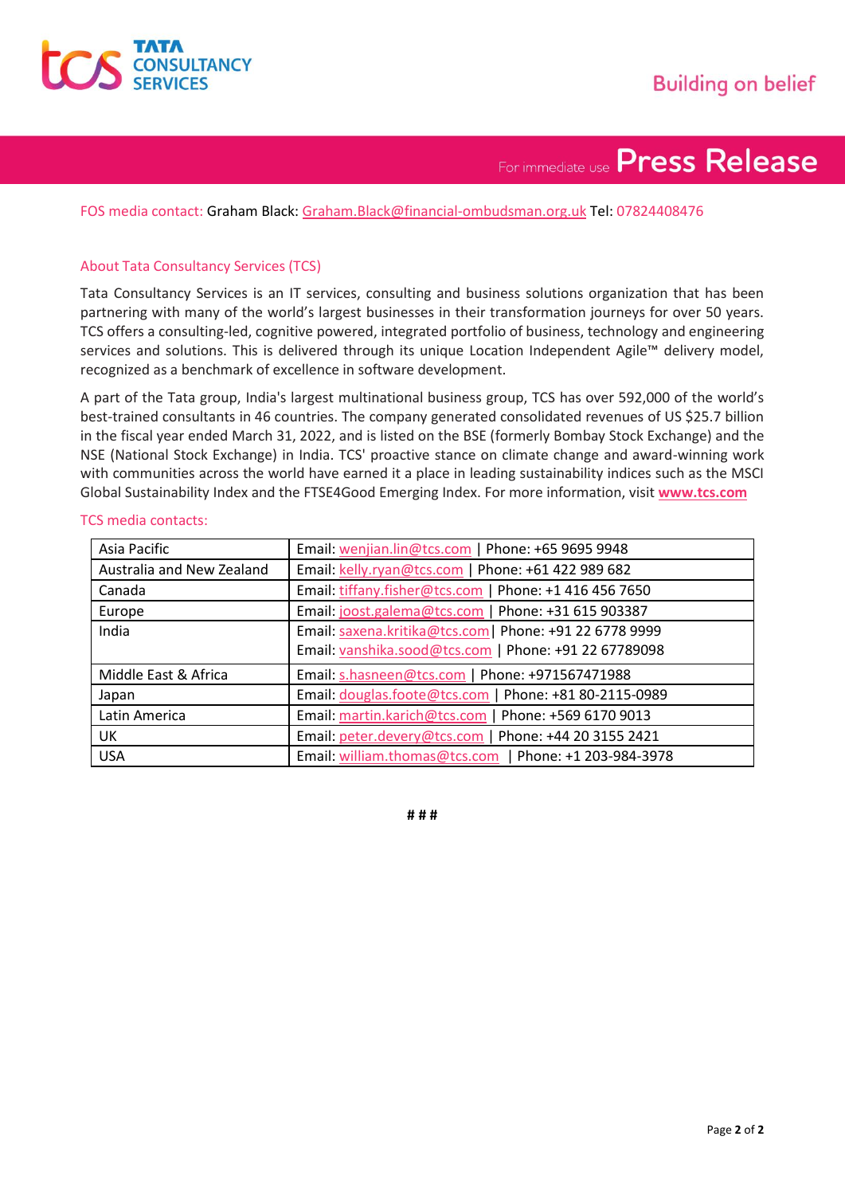For immediate use **Press Release**

FOS media contact: Graham Black: Graham.Black@financial-ombudsman.org.uk Tel: 07824408476

## About Tata Consultancy Services (TCS)

Tata Consultancy Services is an IT services, consulting and business solutions organization that has been partnering with many of the world's largest businesses in their transformation journeys for over 50 years. TCS offers a consulting-led, cognitive powered, integrated portfolio of business, technology and engineering services and solutions. This is delivered through its unique Location Independent Agile™ delivery model, recognized as a benchmark of excellence in software development.

A part of the Tata group, India's largest multinational business group, TCS has over 592,000 of the world's best-trained consultants in 46 countries. The company generated consolidated revenues of US $25.7 billion in the fiscal year ended March 31, 2022, and is listed on the BSE (formerly Bombay Stock Exchange) and the NSE (National Stock Exchange) in India. TCS' proactive stance on climate change and award-winning work with communities across the world have earned it a place in leading sustainability indices such as the MSCI Global Sustainability Index and the FTSE4Good Emerging Index. For more information, visit **www.tcs.com**

## TCS media contacts:

| | |
|---|---|
| Asia Pacific | Email: wenjian.lin@tcs.com \| Phone: +65 9695 9948 |
| Australia and New Zealand | Email: kelly.ryan@tcs.com \| Phone: +61 422 989 682 |
| Canada | Email: tiffany.fisher@tcs.com \| Phone: +1 416 456 7650 |
| Europe | Email: joost.galema@tcs.com \| Phone: +31 615 903387 |
| India | Email: saxena.kritika@tcs.com\| Phone: +91 22 6778 9999<br>Email: vanshika.sood@tcs.com \| Phone: +91 22 67789098 |
| Middle East & Africa | Email: s.hasneen@tcs.com \| Phone: +971567471988 |
| Japan | Email: douglas.foote@tcs.com \| Phone: +81 80-2115-0989 |
| Latin America | Email: martin.karich@tcs.com \| Phone: +569 6170 9013 |
| UK | Email: peter.devery@tcs.com \| Phone: +44 20 3155 2421 |
| USA | Email: william.thomas@tcs.com \| Phone: +1 203-984-3978 |

# # #